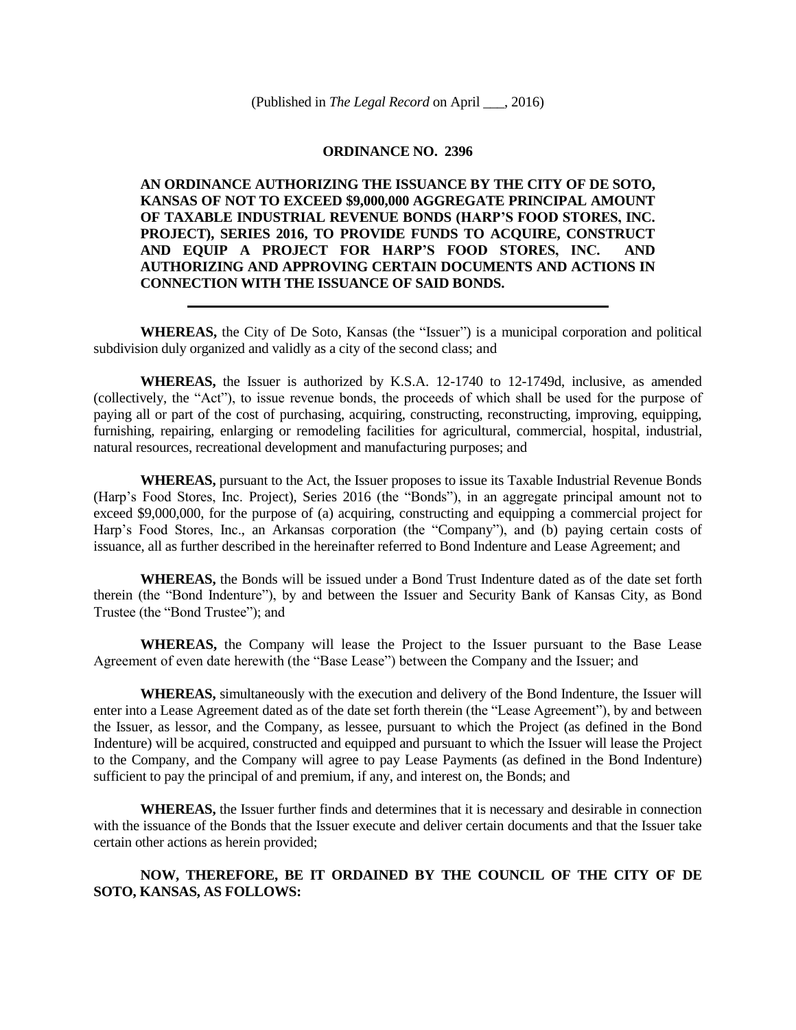(Published in *The Legal Record* on April ___, 2016)

# ORDINANCE NO. 2396

**AN ORDINANCE AUTHORIZING THE ISSUANCE BY THE CITY OF DE SOTO, KANSAS OF NOT TO EXCEED $9,000,000 AGGREGATE PRINCIPAL AMOUNT OF TAXABLE INDUSTRIAL REVENUE BONDS (HARP'S FOOD STORES, INC. PROJECT), SERIES 2016, TO PROVIDE FUNDS TO ACQUIRE, CONSTRUCT AND EQUIP A PROJECT FOR HARP'S FOOD STORES, INC. AND AUTHORIZING AND APPROVING CERTAIN DOCUMENTS AND ACTIONS IN CONNECTION WITH THE ISSUANCE OF SAID BONDS.**

---

**WHEREAS,** the City of De Soto, Kansas (the "Issuer") is a municipal corporation and political subdivision duly organized and validly as a city of the second class; and

**WHEREAS,** the Issuer is authorized by K.S.A. 12-1740 to 12-1749d, inclusive, as amended (collectively, the "Act"), to issue revenue bonds, the proceeds of which shall be used for the purpose of paying all or part of the cost of purchasing, acquiring, constructing, reconstructing, improving, equipping, furnishing, repairing, enlarging or remodeling facilities for agricultural, commercial, hospital, industrial, natural resources, recreational development and manufacturing purposes; and

**WHEREAS,** pursuant to the Act, the Issuer proposes to issue its Taxable Industrial Revenue Bonds (Harp's Food Stores, Inc. Project), Series 2016 (the "Bonds"), in an aggregate principal amount not to exceed $9,000,000, for the purpose of (a) acquiring, constructing and equipping a commercial project for Harp's Food Stores, Inc., an Arkansas corporation (the "Company"), and (b) paying certain costs of issuance, all as further described in the hereinafter referred to Bond Indenture and Lease Agreement; and

**WHEREAS,** the Bonds will be issued under a Bond Trust Indenture dated as of the date set forth therein (the "Bond Indenture"), by and between the Issuer and Security Bank of Kansas City, as Bond Trustee (the "Bond Trustee"); and

**WHEREAS,** the Company will lease the Project to the Issuer pursuant to the Base Lease Agreement of even date herewith (the "Base Lease") between the Company and the Issuer; and

**WHEREAS,** simultaneously with the execution and delivery of the Bond Indenture, the Issuer will enter into a Lease Agreement dated as of the date set forth therein (the "Lease Agreement"), by and between the Issuer, as lessor, and the Company, as lessee, pursuant to which the Project (as defined in the Bond Indenture) will be acquired, constructed and equipped and pursuant to which the Issuer will lease the Project to the Company, and the Company will agree to pay Lease Payments (as defined in the Bond Indenture) sufficient to pay the principal of and premium, if any, and interest on, the Bonds; and

**WHEREAS,** the Issuer further finds and determines that it is necessary and desirable in connection with the issuance of the Bonds that the Issuer execute and deliver certain documents and that the Issuer take certain other actions as herein provided;

**NOW, THEREFORE, BE IT ORDAINED BY THE COUNCIL OF THE CITY OF DE SOTO, KANSAS, AS FOLLOWS:**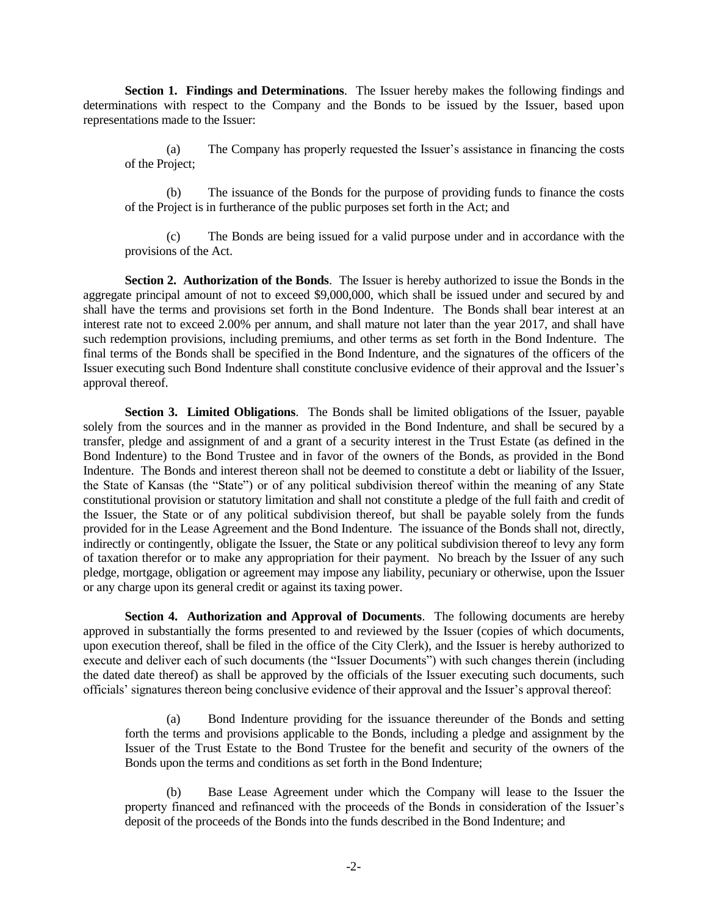**Section 1. Findings and Determinations**. The Issuer hereby makes the following findings and determinations with respect to the Company and the Bonds to be issued by the Issuer, based upon representations made to the Issuer:

(a) The Company has properly requested the Issuer's assistance in financing the costs of the Project;

(b) The issuance of the Bonds for the purpose of providing funds to finance the costs of the Project is in furtherance of the public purposes set forth in the Act; and

(c) The Bonds are being issued for a valid purpose under and in accordance with the provisions of the Act.

**Section 2. Authorization of the Bonds**. The Issuer is hereby authorized to issue the Bonds in the aggregate principal amount of not to exceed $9,000,000, which shall be issued under and secured by and shall have the terms and provisions set forth in the Bond Indenture. The Bonds shall bear interest at an interest rate not to exceed 2.00% per annum, and shall mature not later than the year 2017, and shall have such redemption provisions, including premiums, and other terms as set forth in the Bond Indenture. The final terms of the Bonds shall be specified in the Bond Indenture, and the signatures of the officers of the Issuer executing such Bond Indenture shall constitute conclusive evidence of their approval and the Issuer's approval thereof.

**Section 3. Limited Obligations**. The Bonds shall be limited obligations of the Issuer, payable solely from the sources and in the manner as provided in the Bond Indenture, and shall be secured by a transfer, pledge and assignment of and a grant of a security interest in the Trust Estate (as defined in the Bond Indenture) to the Bond Trustee and in favor of the owners of the Bonds, as provided in the Bond Indenture. The Bonds and interest thereon shall not be deemed to constitute a debt or liability of the Issuer, the State of Kansas (the "State") or of any political subdivision thereof within the meaning of any State constitutional provision or statutory limitation and shall not constitute a pledge of the full faith and credit of the Issuer, the State or of any political subdivision thereof, but shall be payable solely from the funds provided for in the Lease Agreement and the Bond Indenture. The issuance of the Bonds shall not, directly, indirectly or contingently, obligate the Issuer, the State or any political subdivision thereof to levy any form of taxation therefor or to make any appropriation for their payment. No breach by the Issuer of any such pledge, mortgage, obligation or agreement may impose any liability, pecuniary or otherwise, upon the Issuer or any charge upon its general credit or against its taxing power.

**Section 4. Authorization and Approval of Documents**. The following documents are hereby approved in substantially the forms presented to and reviewed by the Issuer (copies of which documents, upon execution thereof, shall be filed in the office of the City Clerk), and the Issuer is hereby authorized to execute and deliver each of such documents (the "Issuer Documents") with such changes therein (including the dated date thereof) as shall be approved by the officials of the Issuer executing such documents, such officials' signatures thereon being conclusive evidence of their approval and the Issuer's approval thereof:

(a) Bond Indenture providing for the issuance thereunder of the Bonds and setting forth the terms and provisions applicable to the Bonds, including a pledge and assignment by the Issuer of the Trust Estate to the Bond Trustee for the benefit and security of the owners of the Bonds upon the terms and conditions as set forth in the Bond Indenture;

(b) Base Lease Agreement under which the Company will lease to the Issuer the property financed and refinanced with the proceeds of the Bonds in consideration of the Issuer's deposit of the proceeds of the Bonds into the funds described in the Bond Indenture; and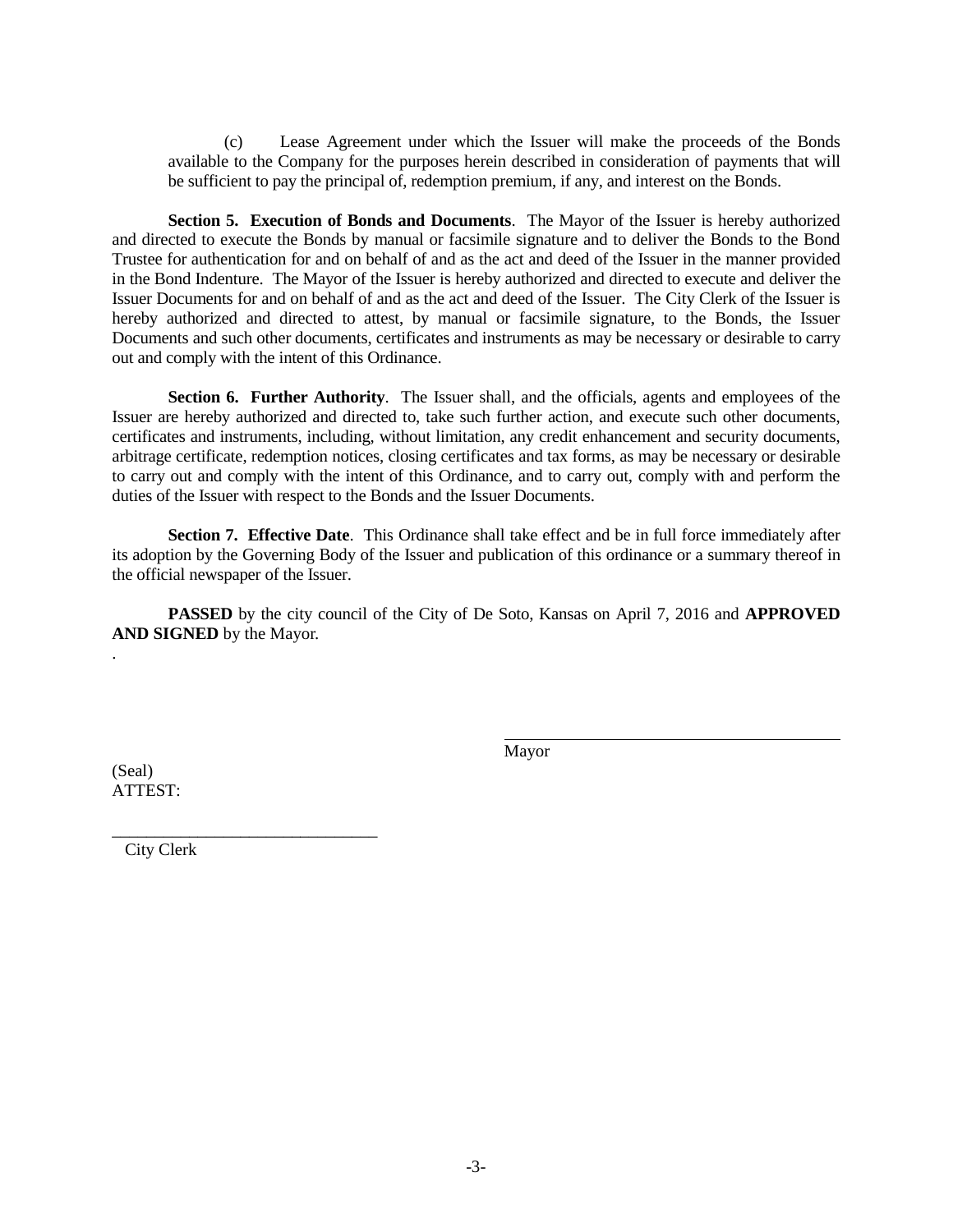(c) Lease Agreement under which the Issuer will make the proceeds of the Bonds available to the Company for the purposes herein described in consideration of payments that will be sufficient to pay the principal of, redemption premium, if any, and interest on the Bonds.

**Section 5. Execution of Bonds and Documents**. The Mayor of the Issuer is hereby authorized and directed to execute the Bonds by manual or facsimile signature and to deliver the Bonds to the Bond Trustee for authentication for and on behalf of and as the act and deed of the Issuer in the manner provided in the Bond Indenture. The Mayor of the Issuer is hereby authorized and directed to execute and deliver the Issuer Documents for and on behalf of and as the act and deed of the Issuer. The City Clerk of the Issuer is hereby authorized and directed to attest, by manual or facsimile signature, to the Bonds, the Issuer Documents and such other documents, certificates and instruments as may be necessary or desirable to carry out and comply with the intent of this Ordinance.

**Section 6. Further Authority**. The Issuer shall, and the officials, agents and employees of the Issuer are hereby authorized and directed to, take such further action, and execute such other documents, certificates and instruments, including, without limitation, any credit enhancement and security documents, arbitrage certificate, redemption notices, closing certificates and tax forms, as may be necessary or desirable to carry out and comply with the intent of this Ordinance, and to carry out, comply with and perform the duties of the Issuer with respect to the Bonds and the Issuer Documents.

**Section 7. Effective Date**. This Ordinance shall take effect and be in full force immediately after its adoption by the Governing Body of the Issuer and publication of this ordinance or a summary thereof in the official newspaper of the Issuer.

**PASSED** by the city council of the City of De Soto, Kansas on April 7, 2016 and **APPROVED AND SIGNED** by the Mayor.

.

\_\_\_\_\_\_\_\_\_\_\_\_\_\_\_\_\_\_\_\_\_\_\_\_\_\_\_\_\_\_\_\_\_\_\_\_\_\_\_\_
Mayor

(Seal)
ATTEST:

\_\_\_\_\_\_\_\_\_\_\_\_\_\_\_\_\_\_\_\_\_\_\_\_\_\_\_\_\_\_\_\_
City Clerk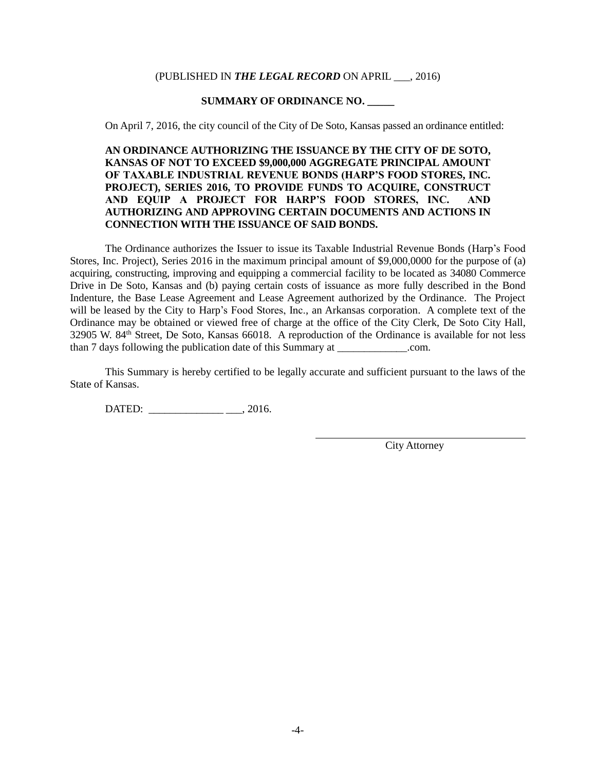(PUBLISHED IN ***THE LEGAL RECORD*** ON APRIL ___, 2016)

**SUMMARY OF ORDINANCE NO. _____**

On April 7, 2016, the city council of the City of De Soto, Kansas passed an ordinance entitled:

**AN ORDINANCE AUTHORIZING THE ISSUANCE BY THE CITY OF DE SOTO, KANSAS OF NOT TO EXCEED $9,000,000 AGGREGATE PRINCIPAL AMOUNT OF TAXABLE INDUSTRIAL REVENUE BONDS (HARP'S FOOD STORES, INC. PROJECT), SERIES 2016, TO PROVIDE FUNDS TO ACQUIRE, CONSTRUCT AND EQUIP A PROJECT FOR HARP'S FOOD STORES, INC. AND AUTHORIZING AND APPROVING CERTAIN DOCUMENTS AND ACTIONS IN CONNECTION WITH THE ISSUANCE OF SAID BONDS.**

The Ordinance authorizes the Issuer to issue its Taxable Industrial Revenue Bonds (Harp's Food Stores, Inc. Project), Series 2016 in the maximum principal amount of $9,000,0000 for the purpose of (a) acquiring, constructing, improving and equipping a commercial facility to be located as 34080 Commerce Drive in De Soto, Kansas and (b) paying certain costs of issuance as more fully described in the Bond Indenture, the Base Lease Agreement and Lease Agreement authorized by the Ordinance. The Project will be leased by the City to Harp's Food Stores, Inc., an Arkansas corporation. A complete text of the Ordinance may be obtained or viewed free of charge at the office of the City Clerk, De Soto City Hall, 32905 W. 84th Street, De Soto, Kansas 66018. A reproduction of the Ordinance is available for not less than 7 days following the publication date of this Summary at _____________.com.

This Summary is hereby certified to be legally accurate and sufficient pursuant to the laws of the State of Kansas.

DATED: ______________ ___, 2016.

_______________________________________
City Attorney